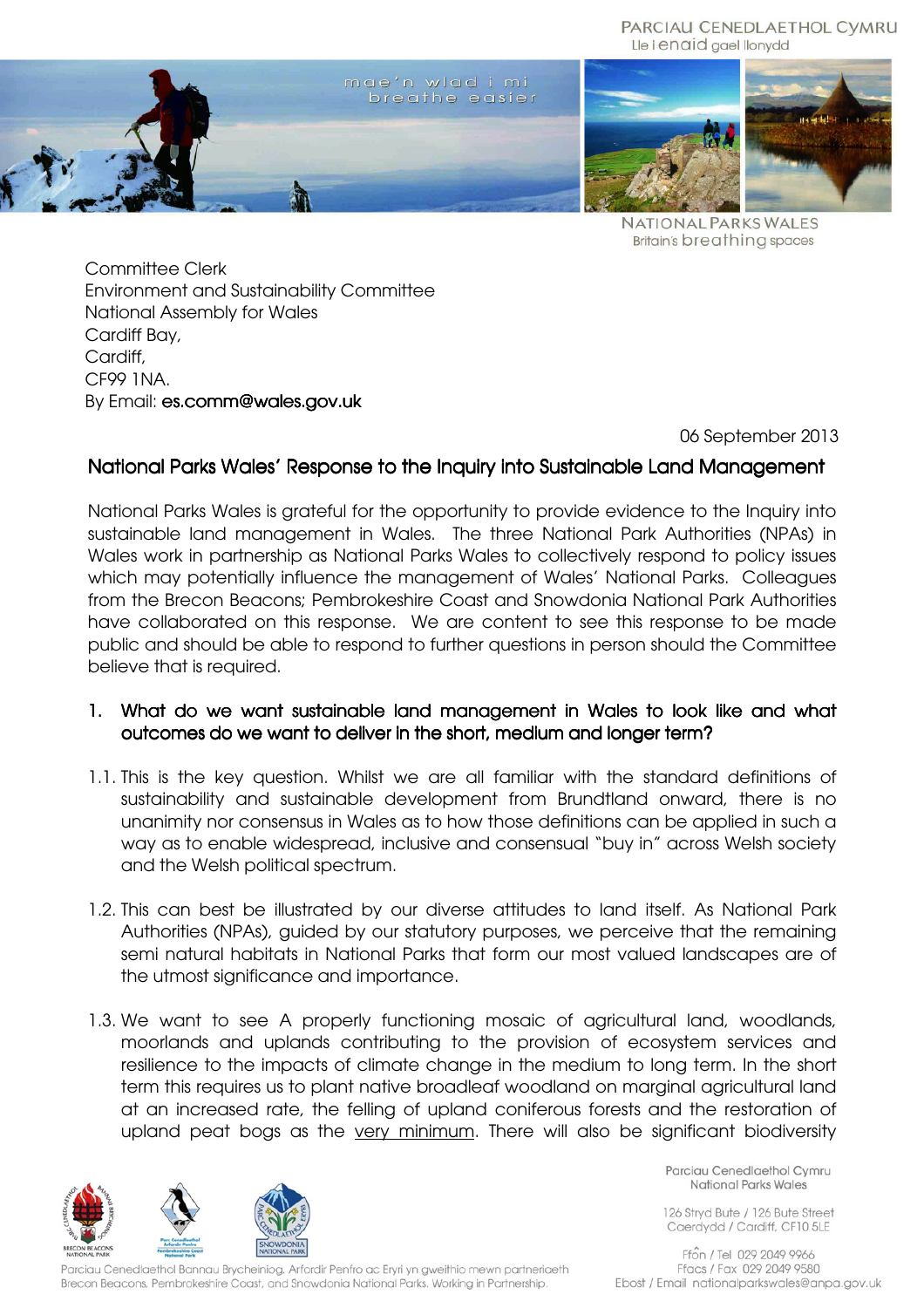PARCIAU CENEDLAETHOL CYMRU
Lle i enaid gael llonydd

mae'n wlad i mi
breathe easier

NATIONAL PARKS WALES
Britain's breathing spaces

Committee Clerk
Environment and Sustainability Committee
National Assembly for Wales
Cardiff Bay,
Cardiff,
CF99 1NA.
By Email: es.comm@wales.gov.uk

06 September 2013

## National Parks Wales' Response to the Inquiry into Sustainable Land Management

National Parks Wales is grateful for the opportunity to provide evidence to the Inquiry into sustainable land management in Wales. The three National Park Authorities (NPAs) in Wales work in partnership as National Parks Wales to collectively respond to policy issues which may potentially influence the management of Wales' National Parks. Colleagues from the Brecon Beacons; Pembrokeshire Coast and Snowdonia National Park Authorities have collaborated on this response. We are content to see this response to be made public and should be able to respond to further questions in person should the Committee believe that is required.

### 1. What do we want sustainable land management in Wales to look like and what outcomes do we want to deliver in the short, medium and longer term?

1.1. This is the key question. Whilst we are all familiar with the standard definitions of sustainability and sustainable development from Brundtland onward, there is no unanimity nor consensus in Wales as to how those definitions can be applied in such a way as to enable widespread, inclusive and consensual "buy in" across Welsh society and the Welsh political spectrum.

1.2. This can best be illustrated by our diverse attitudes to land itself. As National Park Authorities (NPAs), guided by our statutory purposes, we perceive that the remaining semi natural habitats in National Parks that form our most valued landscapes are of the utmost significance and importance.

1.3. We want to see A properly functioning mosaic of agricultural land, woodlands, moorlands and uplands contributing to the provision of ecosystem services and resilience to the impacts of climate change in the medium to long term. In the short term this requires us to plant native broadleaf woodland on marginal agricultural land at an increased rate, the felling of upland coniferous forests and the restoration of upland peat bogs as the <u>very minimum</u>. There will also be significant biodiversity

Parciau Cenedlaethol Bannau Brycheiniog, Arfordir Penfro ac Eryri yn gweithio mewn partneriaeth
Brecon Beacons, Pembrokeshire Coast, and Snowdonia National Parks. Working in Partnership.

Parciau Cenedlaethol Cymru
National Parks Wales

126 Stryd Bute / 126 Bute Street
Caerdydd / Cardiff, CF10 5LE

Ffôn / Tel 029 2049 9966
Ffacs / Fax 029 2049 9580
Ebost / Email nationalparkswales@anpa.gov.uk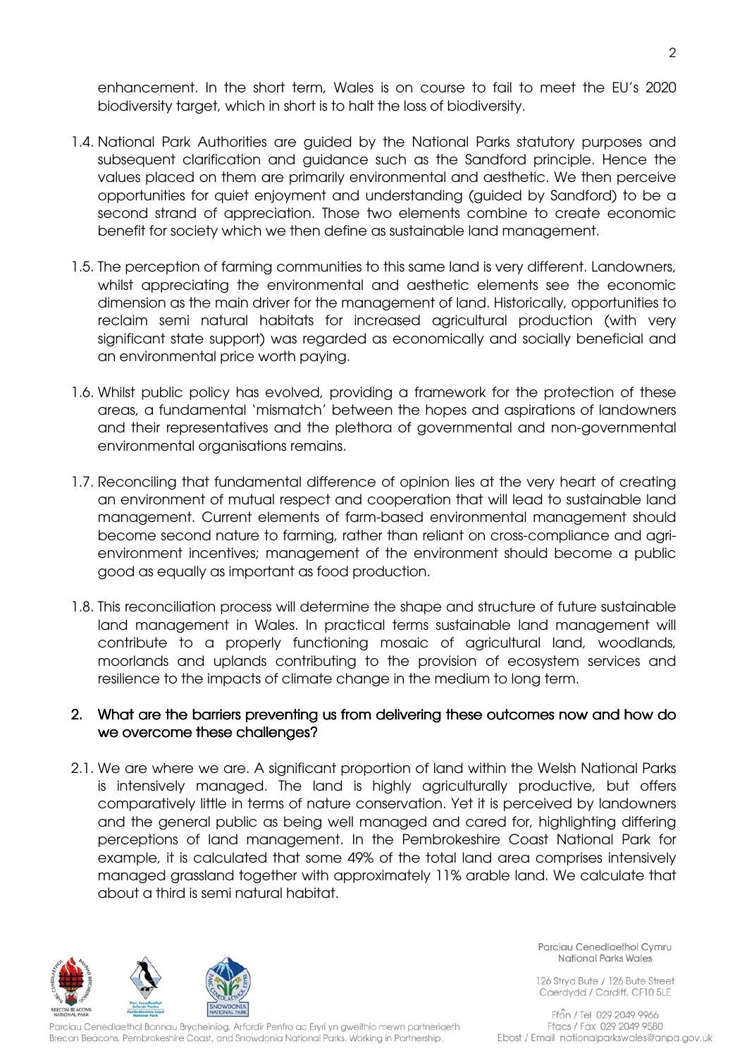enhancement. In the short term, Wales is on course to fail to meet the EU's 2020 biodiversity target, which in short is to halt the loss of biodiversity.

1.4. National Park Authorities are guided by the National Parks statutory purposes and subsequent clarification and guidance such as the Sandford principle. Hence the values placed on them are primarily environmental and aesthetic. We then perceive opportunities for quiet enjoyment and understanding (guided by Sandford) to be a second strand of appreciation. Those two elements combine to create economic benefit for society which we then define as sustainable land management.

1.5. The perception of farming communities to this same land is very different. Landowners, whilst appreciating the environmental and aesthetic elements see the economic dimension as the main driver for the management of land. Historically, opportunities to reclaim semi natural habitats for increased agricultural production (with very significant state support) was regarded as economically and socially beneficial and an environmental price worth paying.

1.6. Whilst public policy has evolved, providing a framework for the protection of these areas, a fundamental 'mismatch' between the hopes and aspirations of landowners and their representatives and the plethora of governmental and non-governmental environmental organisations remains.

1.7. Reconciling that fundamental difference of opinion lies at the very heart of creating an environment of mutual respect and cooperation that will lead to sustainable land management. Current elements of farm-based environmental management should become second nature to farming, rather than reliant on cross-compliance and agri-environment incentives; management of the environment should become a public good as equally as important as food production.

1.8. This reconciliation process will determine the shape and structure of future sustainable land management in Wales. In practical terms sustainable land management will contribute to a properly functioning mosaic of agricultural land, woodlands, moorlands and uplands contributing to the provision of ecosystem services and resilience to the impacts of climate change in the medium to long term.

## 2. What are the barriers preventing us from delivering these outcomes now and how do we overcome these challenges?

2.1. We are where we are. A significant proportion of land within the Welsh National Parks is intensively managed. The land is highly agriculturally productive, but offers comparatively little in terms of nature conservation. Yet it is perceived by landowners and the general public as being well managed and cared for, highlighting differing perceptions of land management. In the Pembrokeshire Coast National Park for example, it is calculated that some 49% of the total land area comprises intensively managed grassland together with approximately 11% arable land. We calculate that about a third is semi natural habitat.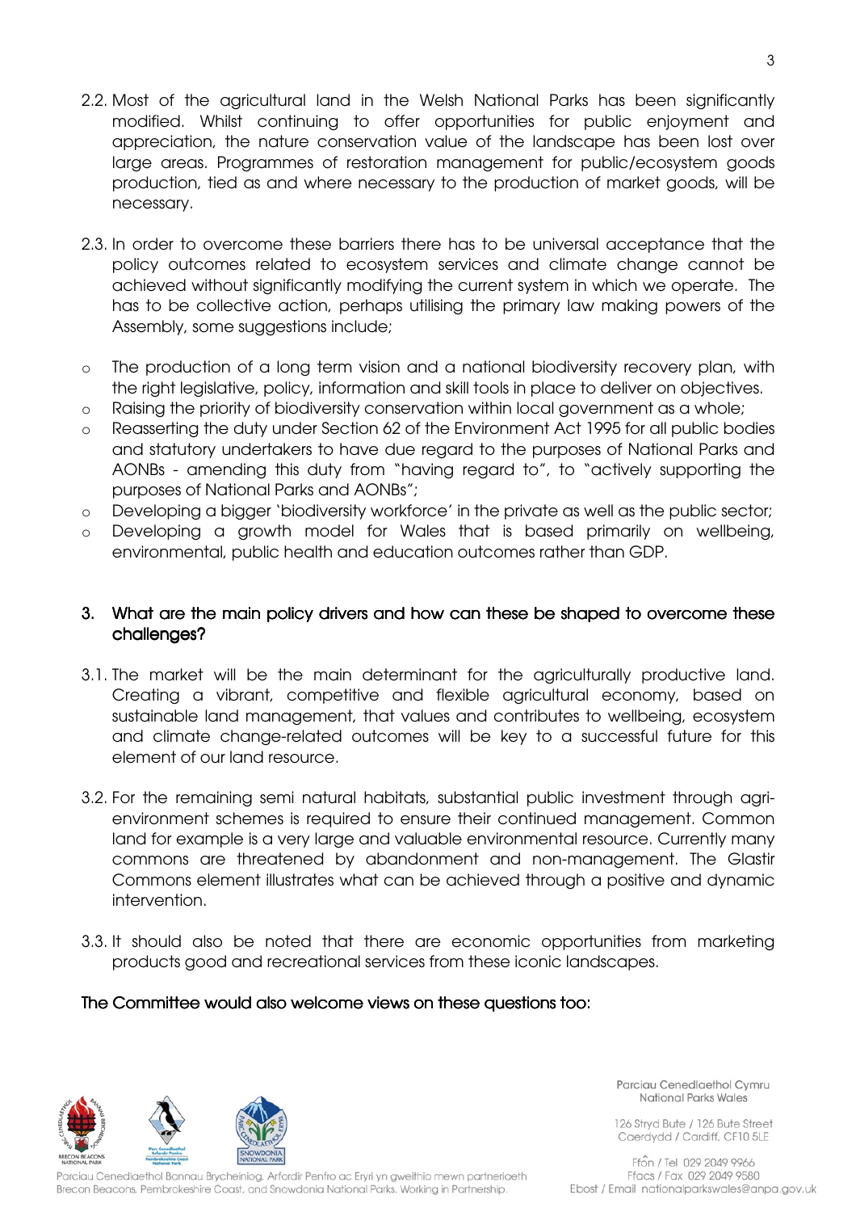2.2. Most of the agricultural land in the Welsh National Parks has been significantly modified. Whilst continuing to offer opportunities for public enjoyment and appreciation, the nature conservation value of the landscape has been lost over large areas. Programmes of restoration management for public/ecosystem goods production, tied as and where necessary to the production of market goods, will be necessary.

2.3. In order to overcome these barriers there has to be universal acceptance that the policy outcomes related to ecosystem services and climate change cannot be achieved without significantly modifying the current system in which we operate. The has to be collective action, perhaps utilising the primary law making powers of the Assembly, some suggestions include;

- The production of a long term vision and a national biodiversity recovery plan, with the right legislative, policy, information and skill tools in place to deliver on objectives.
- Raising the priority of biodiversity conservation within local government as a whole;
- Reasserting the duty under Section 62 of the Environment Act 1995 for all public bodies and statutory undertakers to have due regard to the purposes of National Parks and AONBs - amending this duty from "having regard to", to "actively supporting the purposes of National Parks and AONBs";
- Developing a bigger 'biodiversity workforce' in the private as well as the public sector;
- Developing a growth model for Wales that is based primarily on wellbeing, environmental, public health and education outcomes rather than GDP.

## 3. What are the main policy drivers and how can these be shaped to overcome these challenges?

3.1. The market will be the main determinant for the agriculturally productive land. Creating a vibrant, competitive and flexible agricultural economy, based on sustainable land management, that values and contributes to wellbeing, ecosystem and climate change-related outcomes will be key to a successful future for this element of our land resource.

3.2. For the remaining semi natural habitats, substantial public investment through agri-environment schemes is required to ensure their continued management. Common land for example is a very large and valuable environmental resource. Currently many commons are threatened by abandonment and non-management. The Glastir Commons element illustrates what can be achieved through a positive and dynamic intervention.

3.3. It should also be noted that there are economic opportunities from marketing products good and recreational services from these iconic landscapes.

## The Committee would also welcome views on these questions too: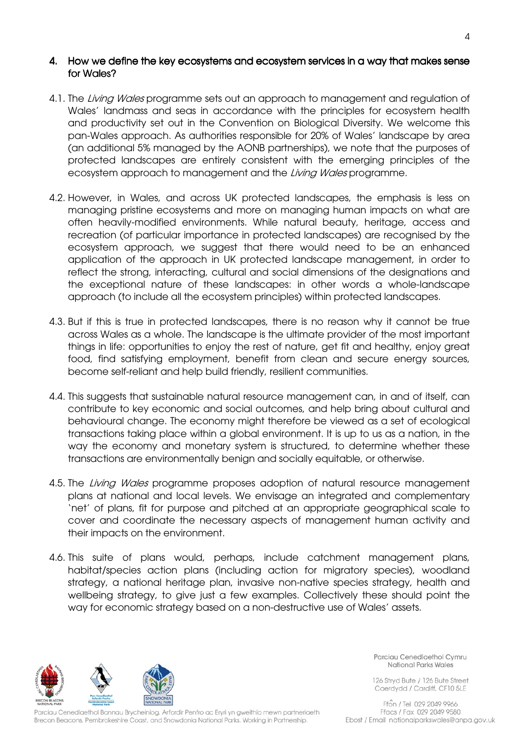## 4. How we define the key ecosystems and ecosystem services in a way that makes sense for Wales?

4.1. The *Living Wales* programme sets out an approach to management and regulation of Wales' landmass and seas in accordance with the principles for ecosystem health and productivity set out in the Convention on Biological Diversity. We welcome this pan-Wales approach. As authorities responsible for 20% of Wales' landscape by area (an additional 5% managed by the AONB partnerships), we note that the purposes of protected landscapes are entirely consistent with the emerging principles of the ecosystem approach to management and the *Living Wales* programme.

4.2. However, in Wales, and across UK protected landscapes, the emphasis is less on managing pristine ecosystems and more on managing human impacts on what are often heavily-modified environments. While natural beauty, heritage, access and recreation (of particular importance in protected landscapes) are recognised by the ecosystem approach, we suggest that there would need to be an enhanced application of the approach in UK protected landscape management, in order to reflect the strong, interacting, cultural and social dimensions of the designations and the exceptional nature of these landscapes: in other words a whole-landscape approach (to include all the ecosystem principles) within protected landscapes.

4.3. But if this is true in protected landscapes, there is no reason why it cannot be true across Wales as a whole. The landscape is the ultimate provider of the most important things in life: opportunities to enjoy the rest of nature, get fit and healthy, enjoy great food, find satisfying employment, benefit from clean and secure energy sources, become self-reliant and help build friendly, resilient communities.

4.4. This suggests that sustainable natural resource management can, in and of itself, can contribute to key economic and social outcomes, and help bring about cultural and behavioural change. The economy might therefore be viewed as a set of ecological transactions taking place within a global environment. It is up to us as a nation, in the way the economy and monetary system is structured, to determine whether these transactions are environmentally benign and socially equitable, or otherwise.

4.5. The *Living Wales* programme proposes adoption of natural resource management plans at national and local levels. We envisage an integrated and complementary 'net' of plans, fit for purpose and pitched at an appropriate geographical scale to cover and coordinate the necessary aspects of management human activity and their impacts on the environment.

4.6. This suite of plans would, perhaps, include catchment management plans, habitat/species action plans (including action for migratory species), woodland strategy, a national heritage plan, invasive non-native species strategy, health and wellbeing strategy, to give just a few examples. Collectively these should point the way for economic strategy based on a non-destructive use of Wales' assets.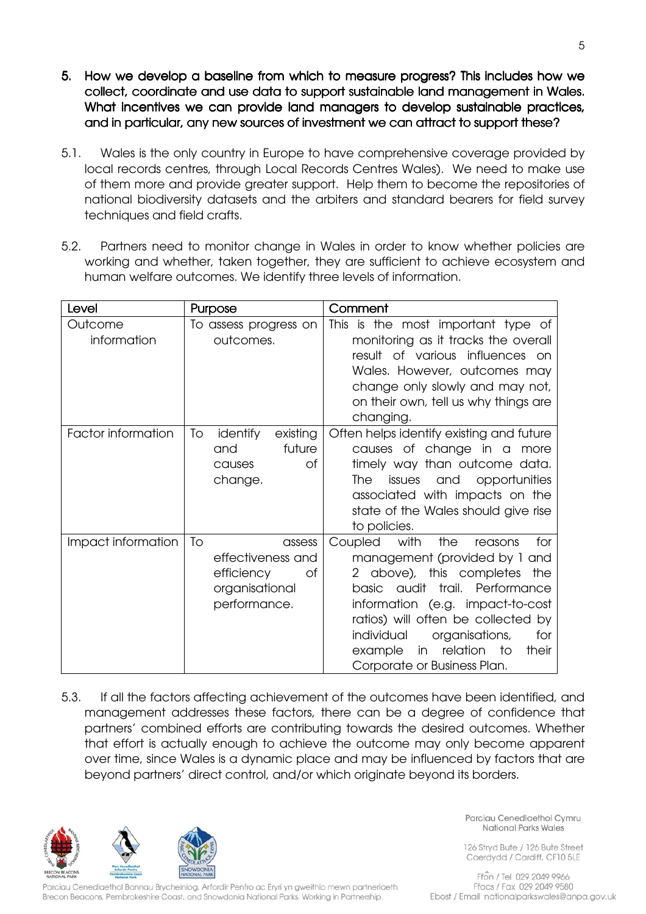## 5. How we develop a baseline from which to measure progress? This includes how we collect, coordinate and use data to support sustainable land management in Wales. What incentives we can provide land managers to develop sustainable practices, and in particular, any new sources of investment we can attract to support these?

5.1. Wales is the only country in Europe to have comprehensive coverage provided by local records centres, through Local Records Centres Wales). We need to make use of them more and provide greater support. Help them to become the repositories of national biodiversity datasets and the arbiters and standard bearers for field survey techniques and field crafts.

5.2. Partners need to monitor change in Wales in order to know whether policies are working and whether, taken together, they are sufficient to achieve ecosystem and human welfare outcomes. We identify three levels of information.

| Level | Purpose | Comment |
|---|---|---|
| Outcome information | To assess progress on outcomes. | This is the most important type of monitoring as it tracks the overall result of various influences on Wales. However, outcomes may change only slowly and may not, on their own, tell us why things are changing. |
| Factor information | To identify existing and future causes of change. | Often helps identify existing and future causes of change in a more timely way than outcome data. The issues and opportunities associated with impacts on the state of the Wales should give rise to policies. |
| Impact information | To assess effectiveness and efficiency of organisational performance. | Coupled with the reasons for management (provided by 1 and 2 above), this completes the basic audit trail. Performance information (e.g. impact-to-cost ratios) will often be collected by individual organisations, for example in relation to their Corporate or Business Plan. |

5.3. If all the factors affecting achievement of the outcomes have been identified, and management addresses these factors, there can be a degree of confidence that partners' combined efforts are contributing towards the desired outcomes. Whether that effort is actually enough to achieve the outcome may only become apparent over time, since Wales is a dynamic place and may be influenced by factors that are beyond partners' direct control, and/or which originate beyond its borders.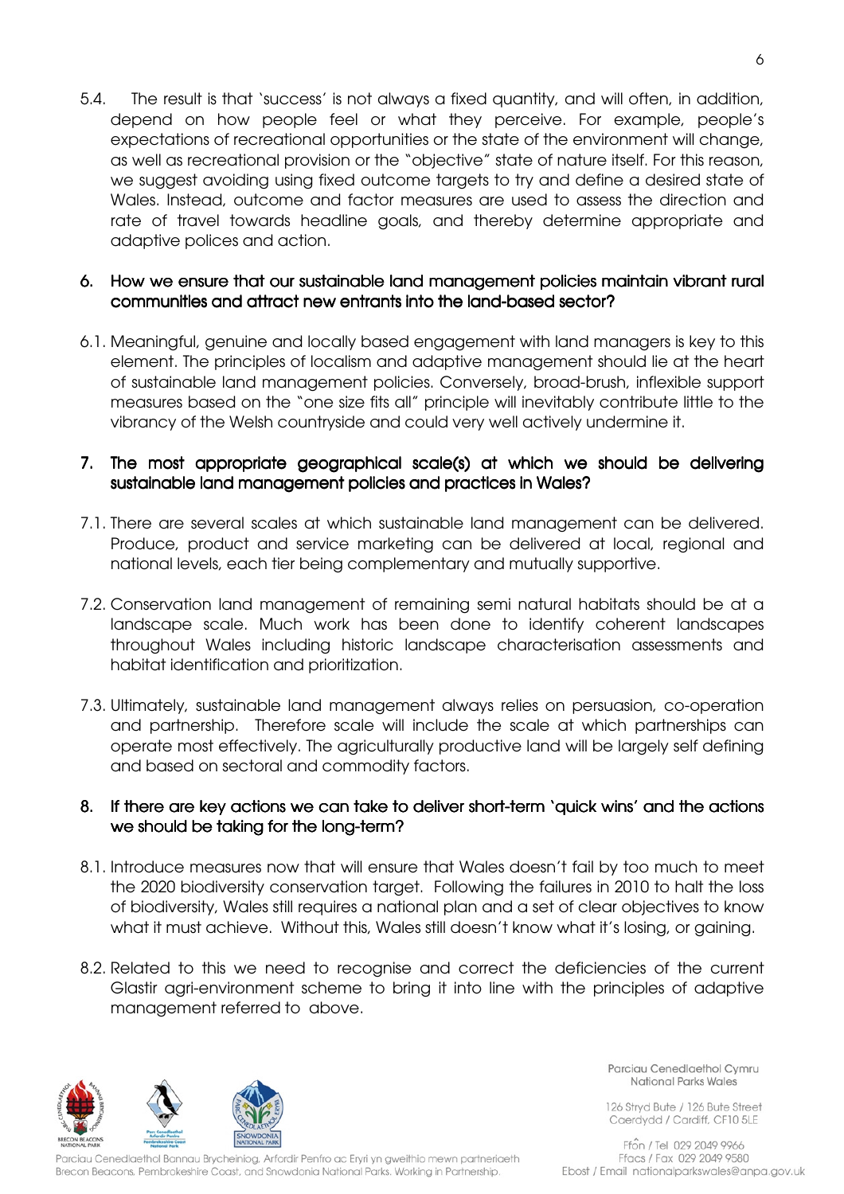5.4. The result is that 'success' is not always a fixed quantity, and will often, in addition, depend on how people feel or what they perceive. For example, people's expectations of recreational opportunities or the state of the environment will change, as well as recreational provision or the "objective" state of nature itself. For this reason, we suggest avoiding using fixed outcome targets to try and define a desired state of Wales. Instead, outcome and factor measures are used to assess the direction and rate of travel towards headline goals, and thereby determine appropriate and adaptive polices and action.

## 6. How we ensure that our sustainable land management policies maintain vibrant rural communities and attract new entrants into the land-based sector?

6.1. Meaningful, genuine and locally based engagement with land managers is key to this element. The principles of localism and adaptive management should lie at the heart of sustainable land management policies. Conversely, broad-brush, inflexible support measures based on the "one size fits all" principle will inevitably contribute little to the vibrancy of the Welsh countryside and could very well actively undermine it.

## 7. The most appropriate geographical scale(s) at which we should be delivering sustainable land management policies and practices in Wales?

7.1. There are several scales at which sustainable land management can be delivered. Produce, product and service marketing can be delivered at local, regional and national levels, each tier being complementary and mutually supportive.

7.2. Conservation land management of remaining semi natural habitats should be at a landscape scale. Much work has been done to identify coherent landscapes throughout Wales including historic landscape characterisation assessments and habitat identification and prioritization.

7.3. Ultimately, sustainable land management always relies on persuasion, co-operation and partnership. Therefore scale will include the scale at which partnerships can operate most effectively. The agriculturally productive land will be largely self defining and based on sectoral and commodity factors.

## 8. If there are key actions we can take to deliver short-term 'quick wins' and the actions we should be taking for the long-term?

8.1. Introduce measures now that will ensure that Wales doesn't fail by too much to meet the 2020 biodiversity conservation target. Following the failures in 2010 to halt the loss of biodiversity, Wales still requires a national plan and a set of clear objectives to know what it must achieve. Without this, Wales still doesn't know what it's losing, or gaining.

8.2. Related to this we need to recognise and correct the deficiencies of the current Glastir agri-environment scheme to bring it into line with the principles of adaptive management referred to above.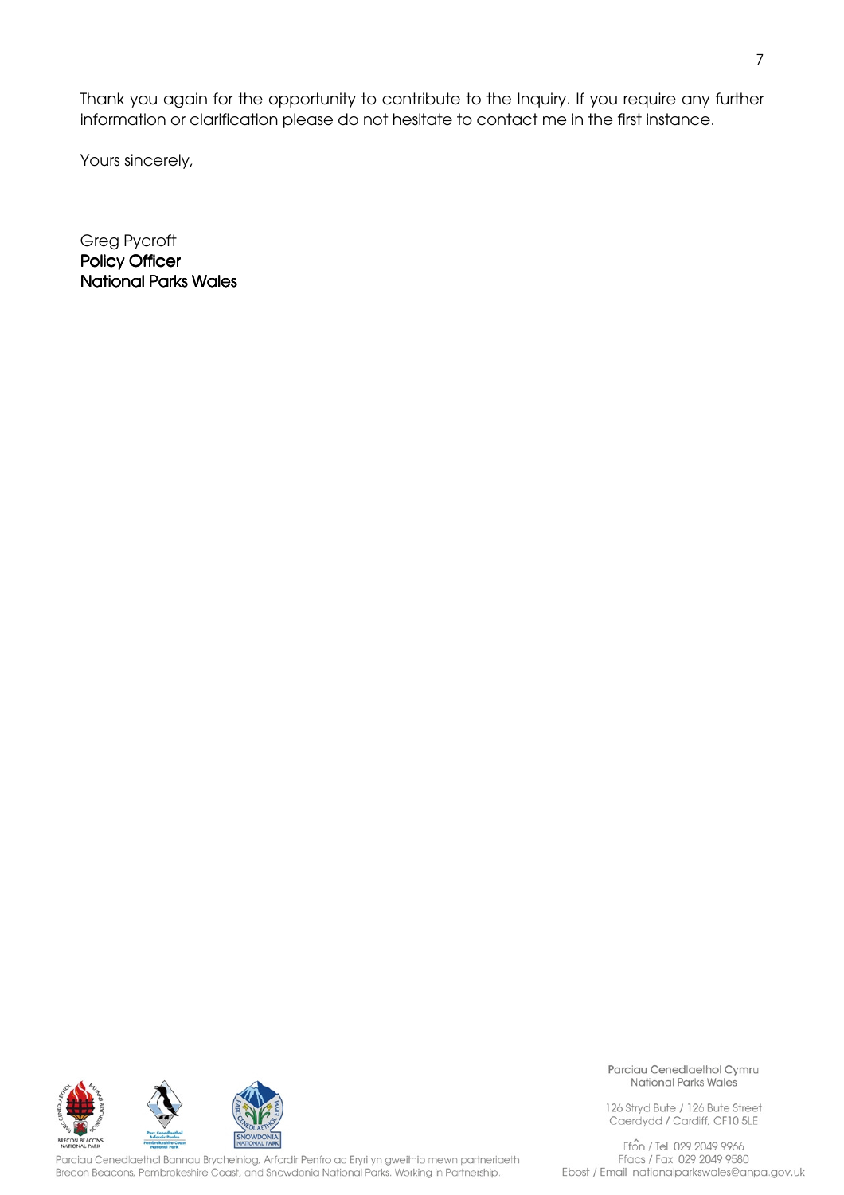Thank you again for the opportunity to contribute to the Inquiry. If you require any further information or clarification please do not hesitate to contact me in the first instance.

Yours sincerely,

Greg Pycroft
**Policy Officer**
**National Parks Wales**

Parciau Cenedlaethol Bannau Brycheiniog, Arfordir Penfro ac Eryri yn gweithio mewn partneriaeth
Brecon Beacons, Pembrokeshire Coast, and Snowdonia National Parks. Working in Partnership.

Parciau Cenedlaethol Cymru
National Parks Wales

126 Stryd Bute / 126 Bute Street
Caerdydd / Cardiff, CF10 5LE

Ffôn / Tel 029 2049 9966
Ffacs / Fax 029 2049 9580
Ebost / Email nationalparkswales@anpa.gov.uk